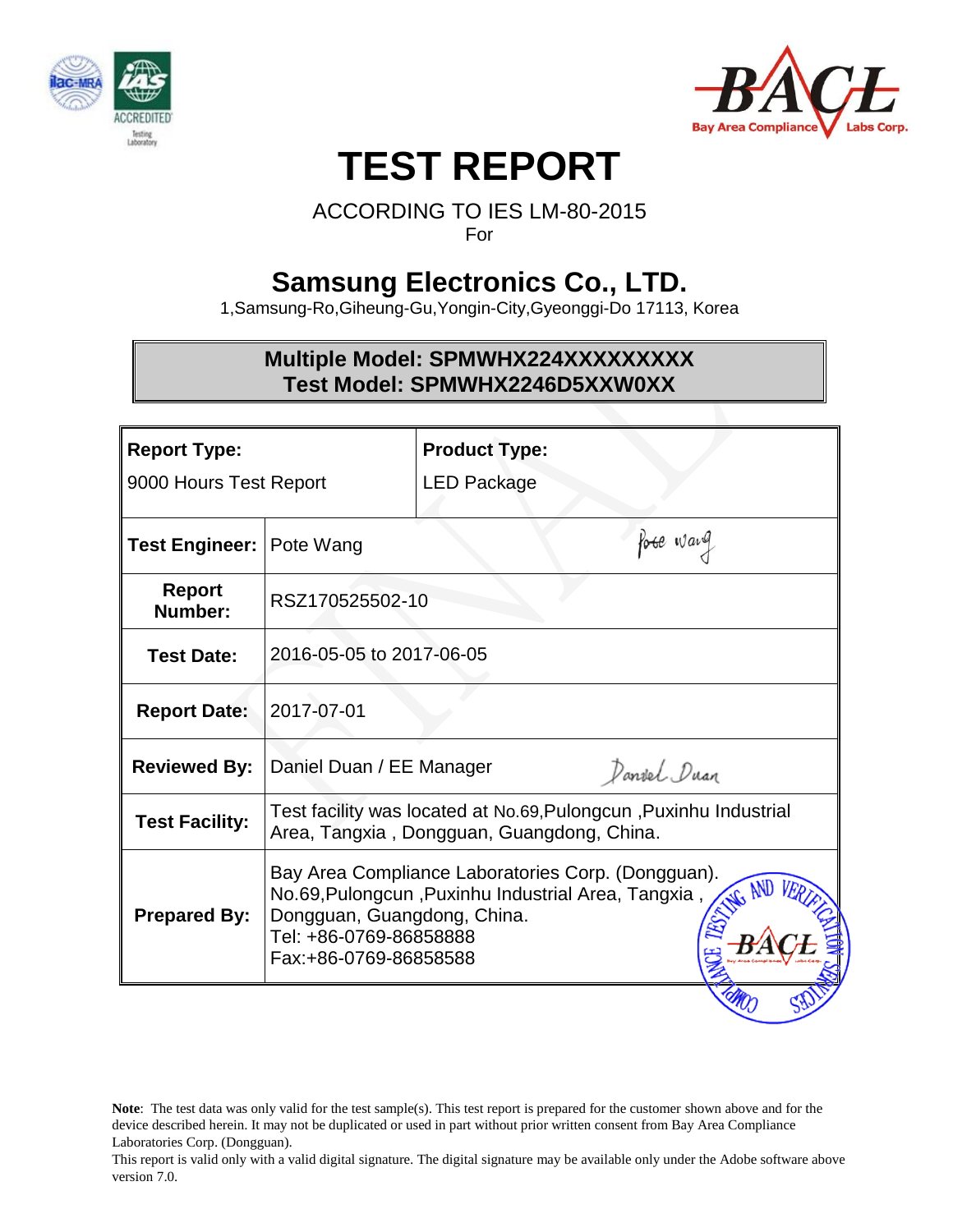# TEST REPORT

ACCORDING TO IES LM-80-2015

For

## Samsung Electronics Co., LTD.

1,Samsung-Ro,Giheung-Gu,Yongin-City,Gyeonggi-Do 17113, Korea

**Multiple Model: SPMWHX224XXXXXXXXX**
**Test Model: SPMWHX2246D5XXW0XX**

| **Report Type:** | | **Product Type:** |
|---|---|---|
| 9000 Hours Test Report | | LED Package |
| **Test Engineer:** | Pote Wang | |
| **Report Number:** | RSZ170525502-10 | |
| **Test Date:** | 2016-05-05 to 2017-06-05 | |
| **Report Date:** | 2017-07-01 | |
| **Reviewed By:** | Daniel Duan / EE Manager | |
| **Test Facility:** | Test facility was located at No.69,Pulongcun ,Puxinhu Industrial Area, Tangxia , Dongguan, Guangdong, China. | |
| **Prepared By:** | Bay Area Compliance Laboratories Corp. (Dongguan). No.69,Pulongcun ,Puxinhu Industrial Area, Tangxia , Dongguan, Guangdong, China. Tel: +86-0769-86858888 Fax:+86-0769-86858588 | |

**Note**: The test data was only valid for the test sample(s). This test report is prepared for the customer shown above and for the device described herein. It may not be duplicated or used in part without prior written consent from Bay Area Compliance Laboratories Corp. (Dongguan).

This report is valid only with a valid digital signature. The digital signature may be available only under the Adobe software above version 7.0.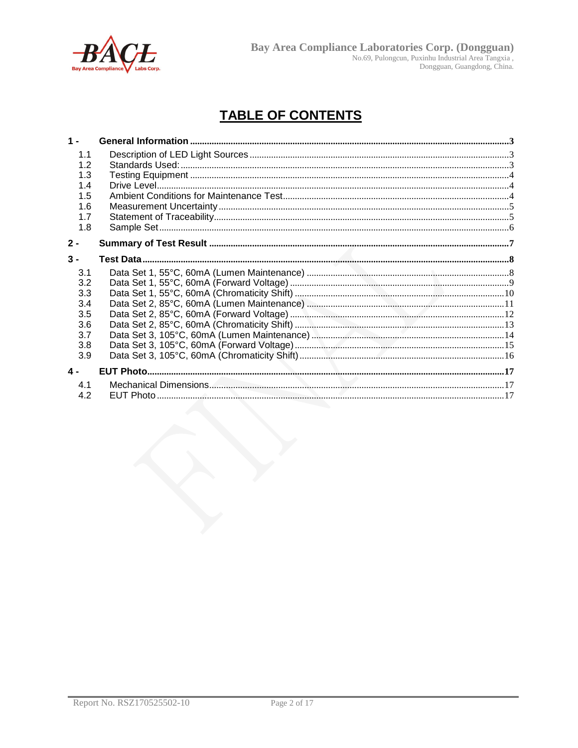# TABLE OF CONTENTS

**1 - General Information** .......... **3**

- 1.1 Description of LED Light Sources .......... 3
- 1.2 Standards Used: .......... 3
- 1.3 Testing Equipment .......... 4
- 1.4 Drive Level .......... 4
- 1.5 Ambient Conditions for Maintenance Test .......... 4
- 1.6 Measurement Uncertainty .......... 5
- 1.7 Statement of Traceability .......... 5
- 1.8 Sample Set .......... 6

**2 - Summary of Test Result** .......... **7**

**3 - Test Data** .......... **8**

- 3.1 Data Set 1, 55°C, 60mA (Lumen Maintenance) .......... 8
- 3.2 Data Set 1, 55°C, 60mA (Forward Voltage) .......... 9
- 3.3 Data Set 1, 55°C, 60mA (Chromaticity Shift) .......... 10
- 3.4 Data Set 2, 85°C, 60mA (Lumen Maintenance) .......... 11
- 3.5 Data Set 2, 85°C, 60mA (Forward Voltage) .......... 12
- 3.6 Data Set 2, 85°C, 60mA (Chromaticity Shift) .......... 13
- 3.7 Data Set 3, 105°C, 60mA (Lumen Maintenance) .......... 14
- 3.8 Data Set 3, 105°C, 60mA (Forward Voltage) .......... 15
- 3.9 Data Set 3, 105°C, 60mA (Chromaticity Shift) .......... 16

**4 - EUT Photo** .......... **17**

- 4.1 Mechanical Dimensions .......... 17
- 4.2 EUT Photo .......... 17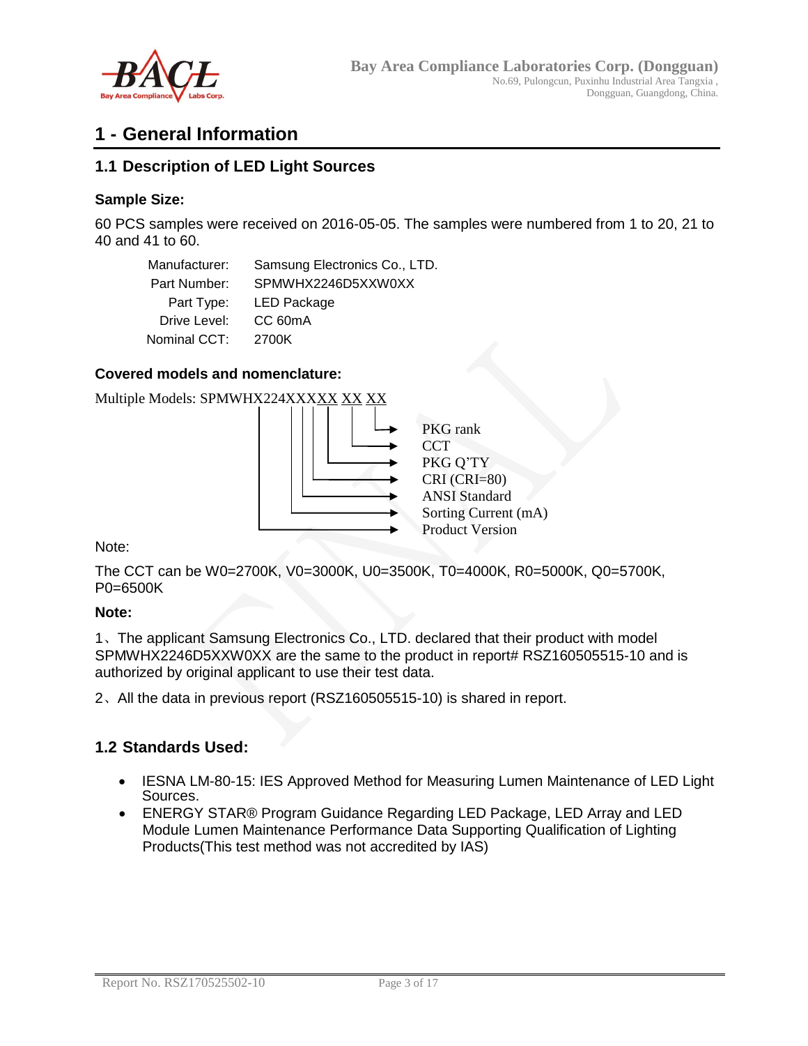# 1 - General Information

## 1.1 Description of LED Light Sources

### Sample Size:

60 PCS samples were received on 2016-05-05. The samples were numbered from 1 to 20, 21 to 40 and 41 to 60.

| | |
|---|---|
| Manufacturer: | Samsung Electronics Co., LTD. |
| Part Number: | SPMWHX2246D5XXW0XX |
| Part Type: | LED Package |
| Drive Level: | CC 60mA |
| Nominal CCT: | 2700K |

### Covered models and nomenclature:

Multiple Models: SPMWHX224XXXXX XX XX

- PKG rank
- CCT
- PKG Q'TY
- CRI (CRI=80)
- ANSI Standard
- Sorting Current (mA)
- Product Version

Note:

The CCT can be W0=2700K, V0=3000K, U0=3500K, T0=4000K, R0=5000K, Q0=5700K, P0=6500K

**Note:**

1、The applicant Samsung Electronics Co., LTD. declared that their product with model SPMWHX2246D5XXW0XX are the same to the product in report# RSZ160505515-10 and is authorized by original applicant to use their test data.

2、All the data in previous report (RSZ160505515-10) is shared in report.

## 1.2 Standards Used:

- IESNA LM-80-15: IES Approved Method for Measuring Lumen Maintenance of LED Light Sources.
- ENERGY STAR® Program Guidance Regarding LED Package, LED Array and LED Module Lumen Maintenance Performance Data Supporting Qualification of Lighting Products(This test method was not accredited by IAS)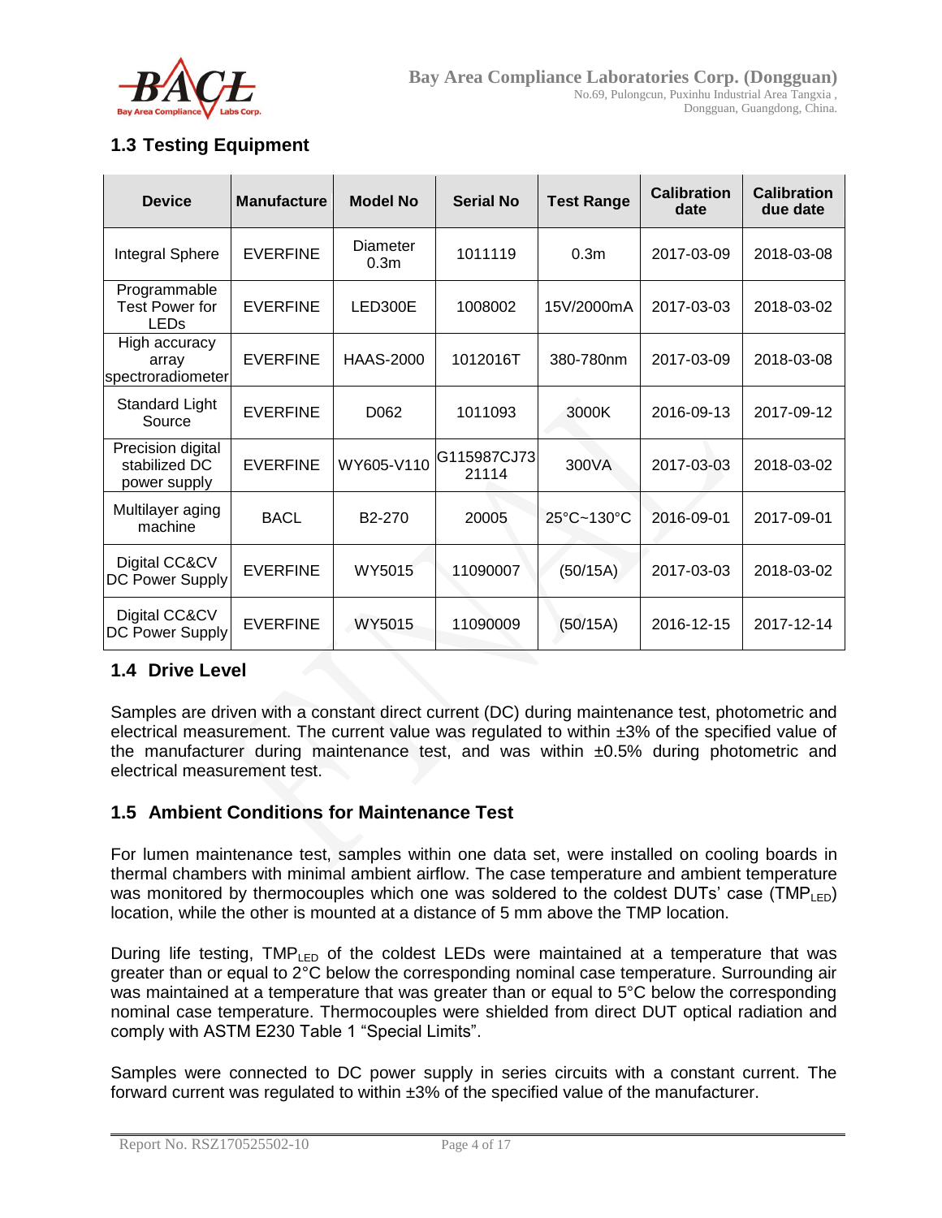## 1.3 Testing Equipment

| Device | Manufacture | Model No | Serial No | Test Range | Calibration date | Calibration due date |
|---|---|---|---|---|---|---|
| Integral Sphere | EVERFINE | Diameter 0.3m | 1011119 | 0.3m | 2017-03-09 | 2018-03-08 |
| Programmable Test Power for LEDs | EVERFINE | LED300E | 1008002 | 15V/2000mA | 2017-03-03 | 2018-03-02 |
| High accuracy array spectroradiometer | EVERFINE | HAAS-2000 | 1012016T | 380-780nm | 2017-03-09 | 2018-03-08 |
| Standard Light Source | EVERFINE | D062 | 1011093 | 3000K | 2016-09-13 | 2017-09-12 |
| Precision digital stabilized DC power supply | EVERFINE | WY605-V110 | G115987CJ73 21114 | 300VA | 2017-03-03 | 2018-03-02 |
| Multilayer aging machine | BACL | B2-270 | 20005 | 25°C~130°C | 2016-09-01 | 2017-09-01 |
| Digital CC&CV DC Power Supply | EVERFINE | WY5015 | 11090007 | (50/15A) | 2017-03-03 | 2018-03-02 |
| Digital CC&CV DC Power Supply | EVERFINE | WY5015 | 11090009 | (50/15A) | 2016-12-15 | 2017-12-14 |

## 1.4 Drive Level

Samples are driven with a constant direct current (DC) during maintenance test, photometric and electrical measurement. The current value was regulated to within ±3% of the specified value of the manufacturer during maintenance test, and was within ±0.5% during photometric and electrical measurement test.

## 1.5 Ambient Conditions for Maintenance Test

For lumen maintenance test, samples within one data set, were installed on cooling boards in thermal chambers with minimal ambient airflow. The case temperature and ambient temperature was monitored by thermocouples which one was soldered to the coldest DUTs' case ($TMP_{LED}$) location, while the other is mounted at a distance of 5 mm above the TMP location.

During life testing, $TMP_{LED}$ of the coldest LEDs were maintained at a temperature that was greater than or equal to 2°C below the corresponding nominal case temperature. Surrounding air was maintained at a temperature that was greater than or equal to 5°C below the corresponding nominal case temperature. Thermocouples were shielded from direct DUT optical radiation and comply with ASTM E230 Table 1 "Special Limits".

Samples were connected to DC power supply in series circuits with a constant current. The forward current was regulated to within ±3% of the specified value of the manufacturer.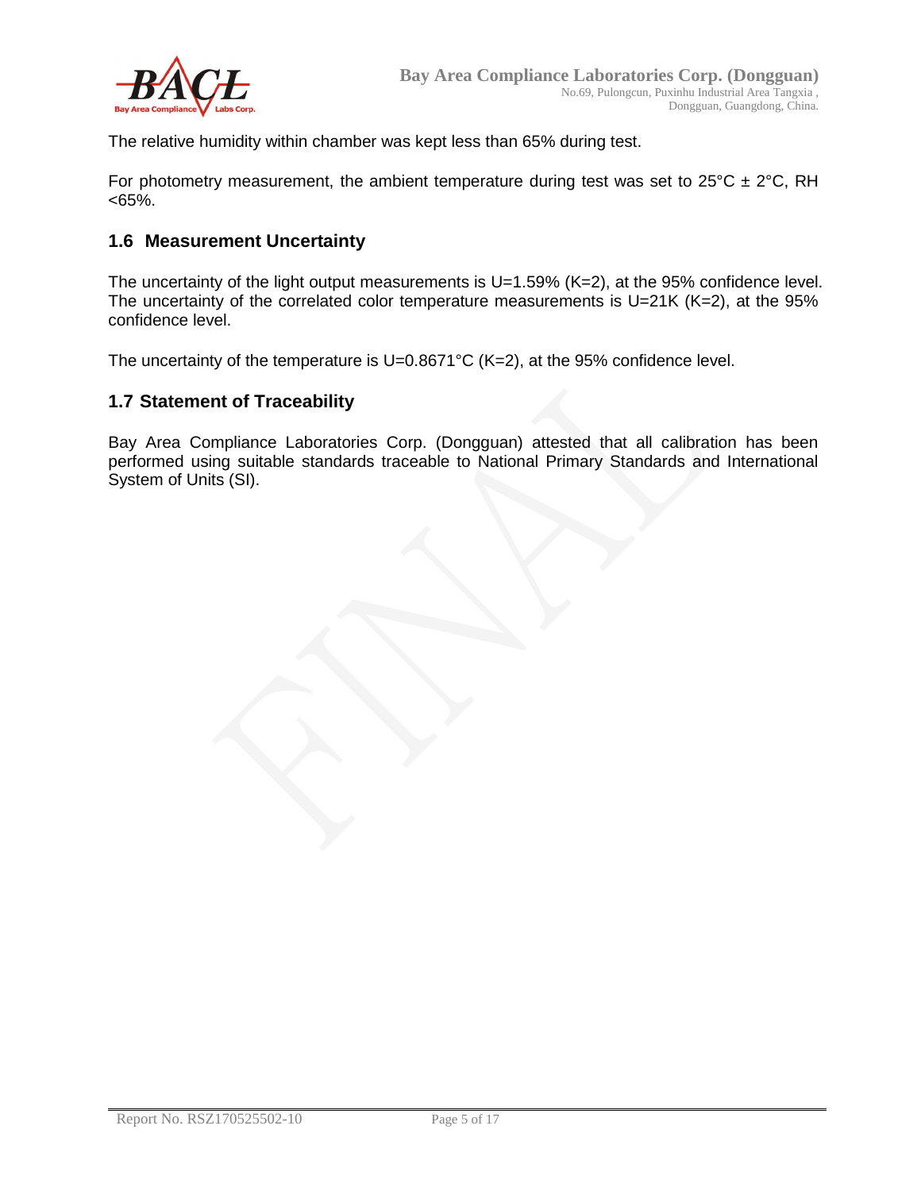The relative humidity within chamber was kept less than 65% during test.

For photometry measurement, the ambient temperature during test was set to 25°C ± 2°C, RH <65%.

### 1.6 Measurement Uncertainty

The uncertainty of the light output measurements is U=1.59% (K=2), at the 95% confidence level. The uncertainty of the correlated color temperature measurements is U=21K (K=2), at the 95% confidence level.

The uncertainty of the temperature is U=0.8671°C (K=2), at the 95% confidence level.

### 1.7 Statement of Traceability

Bay Area Compliance Laboratories Corp. (Dongguan) attested that all calibration has been performed using suitable standards traceable to National Primary Standards and International System of Units (SI).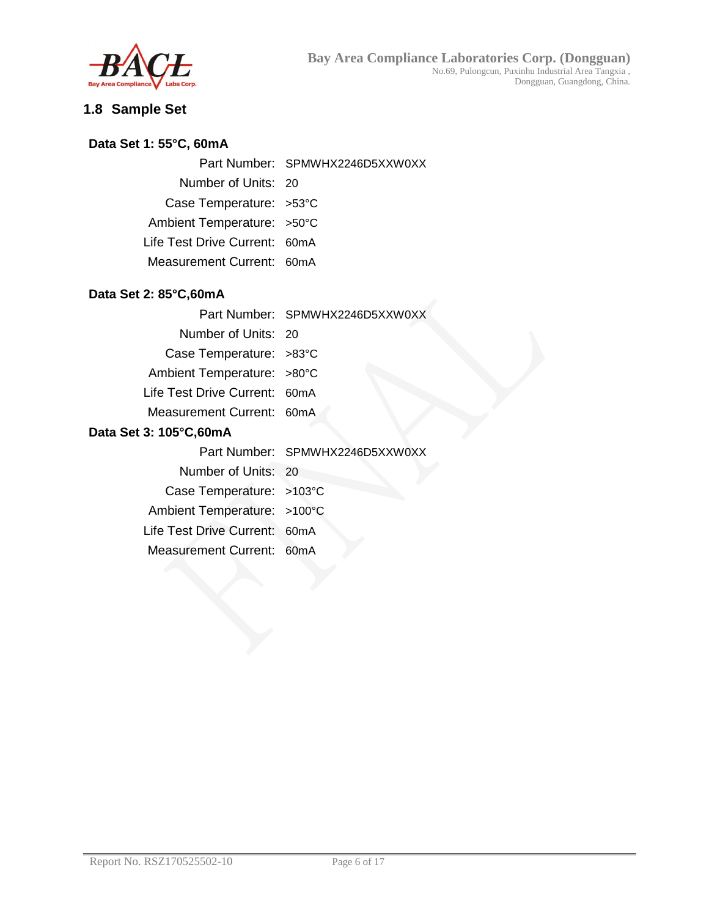## 1.8 Sample Set

**Data Set 1: 55°C, 60mA**

| | |
|---|---|
| Part Number: | SPMWHX2246D5XXW0XX |
| Number of Units: | 20 |
| Case Temperature: | >53°C |
| Ambient Temperature: | >50°C |
| Life Test Drive Current: | 60mA |
| Measurement Current: | 60mA |

**Data Set 2: 85°C,60mA**

| | |
|---|---|
| Part Number: | SPMWHX2246D5XXW0XX |
| Number of Units: | 20 |
| Case Temperature: | >83°C |
| Ambient Temperature: | >80°C |
| Life Test Drive Current: | 60mA |
| Measurement Current: | 60mA |

**Data Set 3: 105°C,60mA**

| | |
|---|---|
| Part Number: | SPMWHX2246D5XXW0XX |
| Number of Units: | 20 |
| Case Temperature: | >103°C |
| Ambient Temperature: | >100°C |
| Life Test Drive Current: | 60mA |
| Measurement Current: | 60mA |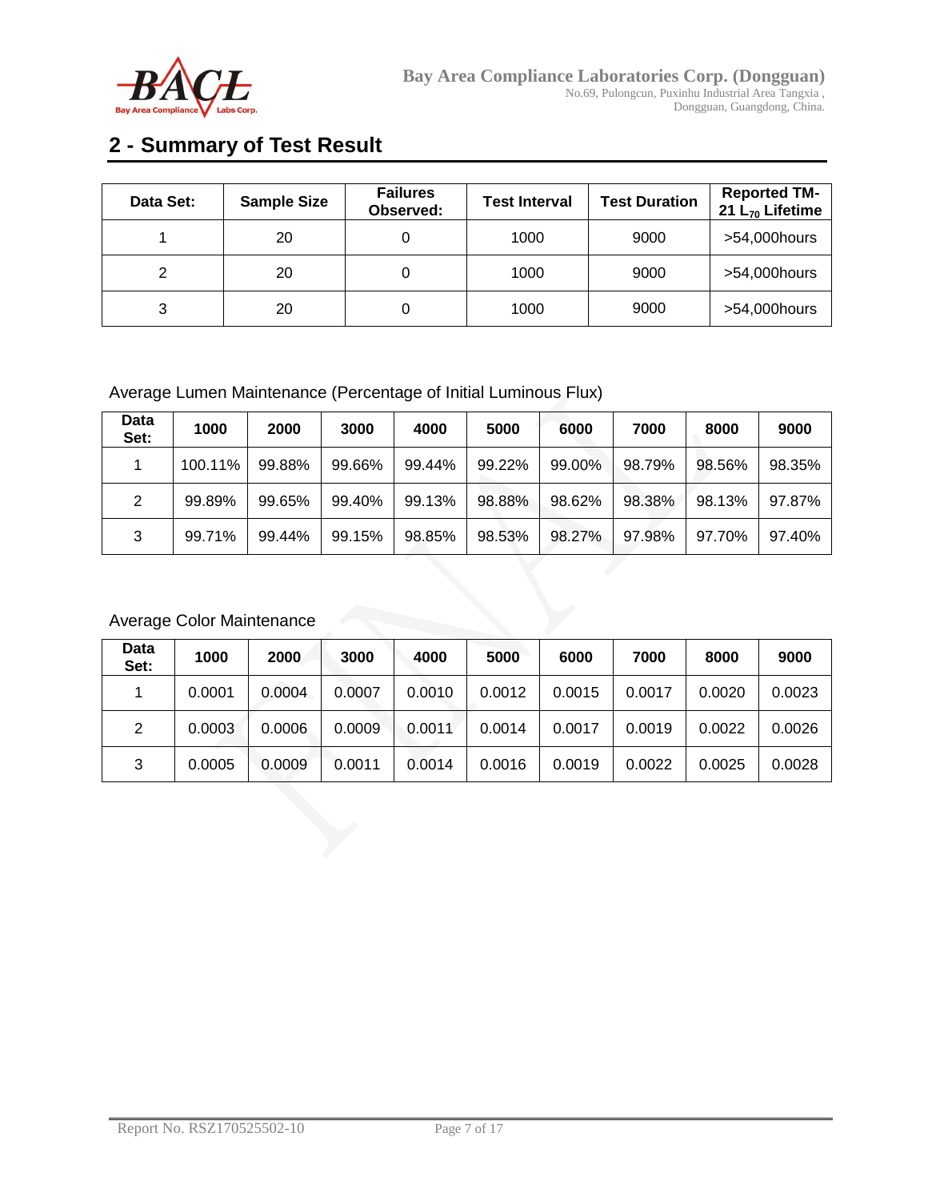## 2 - Summary of Test Result

| Data Set: | Sample Size | Failures Observed: | Test Interval | Test Duration | Reported TM-21 $L_{70}$ Lifetime |
|---|---|---|---|---|---|
| 1 | 20 | 0 | 1000 | 9000 | >54,000hours |
| 2 | 20 | 0 | 1000 | 9000 | >54,000hours |
| 3 | 20 | 0 | 1000 | 9000 | >54,000hours |

Average Lumen Maintenance (Percentage of Initial Luminous Flux)

| Data Set: | 1000 | 2000 | 3000 | 4000 | 5000 | 6000 | 7000 | 8000 | 9000 |
|---|---|---|---|---|---|---|---|---|---|
| 1 | 100.11% | 99.88% | 99.66% | 99.44% | 99.22% | 99.00% | 98.79% | 98.56% | 98.35% |
| 2 | 99.89% | 99.65% | 99.40% | 99.13% | 98.88% | 98.62% | 98.38% | 98.13% | 97.87% |
| 3 | 99.71% | 99.44% | 99.15% | 98.85% | 98.53% | 98.27% | 97.98% | 97.70% | 97.40% |

Average Color Maintenance

| Data Set: | 1000 | 2000 | 3000 | 4000 | 5000 | 6000 | 7000 | 8000 | 9000 |
|---|---|---|---|---|---|---|---|---|---|
| 1 | 0.0001 | 0.0004 | 0.0007 | 0.0010 | 0.0012 | 0.0015 | 0.0017 | 0.0020 | 0.0023 |
| 2 | 0.0003 | 0.0006 | 0.0009 | 0.0011 | 0.0014 | 0.0017 | 0.0019 | 0.0022 | 0.0026 |
| 3 | 0.0005 | 0.0009 | 0.0011 | 0.0014 | 0.0016 | 0.0019 | 0.0022 | 0.0025 | 0.0028 |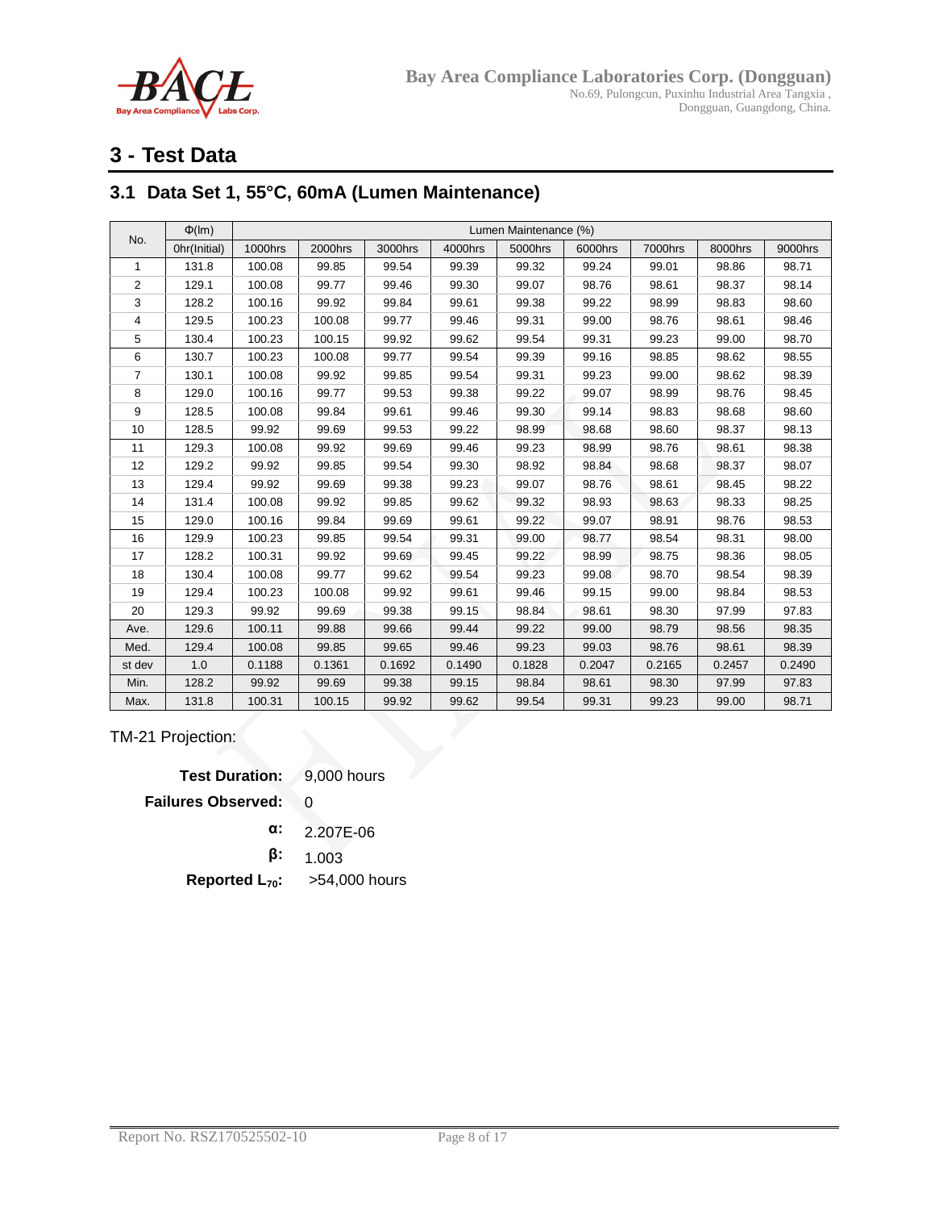# 3 - Test Data

## 3.1 Data Set 1, 55°C, 60mA (Lumen Maintenance)

| No. | Φ(lm) | Lumen Maintenance (%) | | | | | | | | |
|---|---|---|---|---|---|---|---|---|---|---|
| | 0hr(Initial) | 1000hrs | 2000hrs | 3000hrs | 4000hrs | 5000hrs | 6000hrs | 7000hrs | 8000hrs | 9000hrs |
| 1 | 131.8 | 100.08 | 99.85 | 99.54 | 99.39 | 99.32 | 99.24 | 99.01 | 98.86 | 98.71 |
| 2 | 129.1 | 100.08 | 99.77 | 99.46 | 99.30 | 99.07 | 98.76 | 98.61 | 98.37 | 98.14 |
| 3 | 128.2 | 100.16 | 99.92 | 99.84 | 99.61 | 99.38 | 99.22 | 98.99 | 98.83 | 98.60 |
| 4 | 129.5 | 100.23 | 100.08 | 99.77 | 99.46 | 99.31 | 99.00 | 98.76 | 98.61 | 98.46 |
| 5 | 130.4 | 100.23 | 100.15 | 99.92 | 99.62 | 99.54 | 99.31 | 99.23 | 99.00 | 98.70 |
| 6 | 130.7 | 100.23 | 100.08 | 99.77 | 99.54 | 99.39 | 99.16 | 98.85 | 98.62 | 98.55 |
| 7 | 130.1 | 100.08 | 99.92 | 99.85 | 99.54 | 99.31 | 99.23 | 99.00 | 98.62 | 98.39 |
| 8 | 129.0 | 100.16 | 99.77 | 99.53 | 99.38 | 99.22 | 99.07 | 98.99 | 98.76 | 98.45 |
| 9 | 128.5 | 100.08 | 99.84 | 99.61 | 99.46 | 99.30 | 99.14 | 98.83 | 98.68 | 98.60 |
| 10 | 128.5 | 99.92 | 99.69 | 99.53 | 99.22 | 98.99 | 98.68 | 98.60 | 98.37 | 98.13 |
| 11 | 129.3 | 100.08 | 99.92 | 99.69 | 99.46 | 99.23 | 98.99 | 98.76 | 98.61 | 98.38 |
| 12 | 129.2 | 99.92 | 99.85 | 99.54 | 99.30 | 98.92 | 98.84 | 98.68 | 98.37 | 98.07 |
| 13 | 129.4 | 99.92 | 99.69 | 99.38 | 99.23 | 99.07 | 98.76 | 98.61 | 98.45 | 98.22 |
| 14 | 131.4 | 100.08 | 99.92 | 99.85 | 99.62 | 99.32 | 98.93 | 98.63 | 98.33 | 98.25 |
| 15 | 129.0 | 100.16 | 99.84 | 99.69 | 99.61 | 99.22 | 99.07 | 98.91 | 98.76 | 98.53 |
| 16 | 129.9 | 100.23 | 99.85 | 99.54 | 99.31 | 99.00 | 98.77 | 98.54 | 98.31 | 98.00 |
| 17 | 128.2 | 100.31 | 99.92 | 99.69 | 99.45 | 99.22 | 98.99 | 98.75 | 98.36 | 98.05 |
| 18 | 130.4 | 100.08 | 99.77 | 99.62 | 99.54 | 99.23 | 99.08 | 98.70 | 98.54 | 98.39 |
| 19 | 129.4 | 100.23 | 100.08 | 99.92 | 99.61 | 99.46 | 99.15 | 99.00 | 98.84 | 98.53 |
| 20 | 129.3 | 99.92 | 99.69 | 99.38 | 99.15 | 98.84 | 98.61 | 98.30 | 97.99 | 97.83 |
| Ave. | 129.6 | 100.11 | 99.88 | 99.66 | 99.44 | 99.22 | 99.00 | 98.79 | 98.56 | 98.35 |
| Med. | 129.4 | 100.08 | 99.85 | 99.65 | 99.46 | 99.23 | 99.03 | 98.76 | 98.61 | 98.39 |
| st dev | 1.0 | 0.1188 | 0.1361 | 0.1692 | 0.1490 | 0.1828 | 0.2047 | 0.2165 | 0.2457 | 0.2490 |
| Min. | 128.2 | 99.92 | 99.69 | 99.38 | 99.15 | 98.84 | 98.61 | 98.30 | 97.99 | 97.83 |
| Max. | 131.8 | 100.31 | 100.15 | 99.92 | 99.62 | 99.54 | 99.31 | 99.23 | 99.00 | 98.71 |

TM-21 Projection:

**Test Duration:** 9,000 hours

**Failures Observed:** 0

**α:** 2.207E-06

**β:** 1.003

**Reported $L_{70}$:** >54,000 hours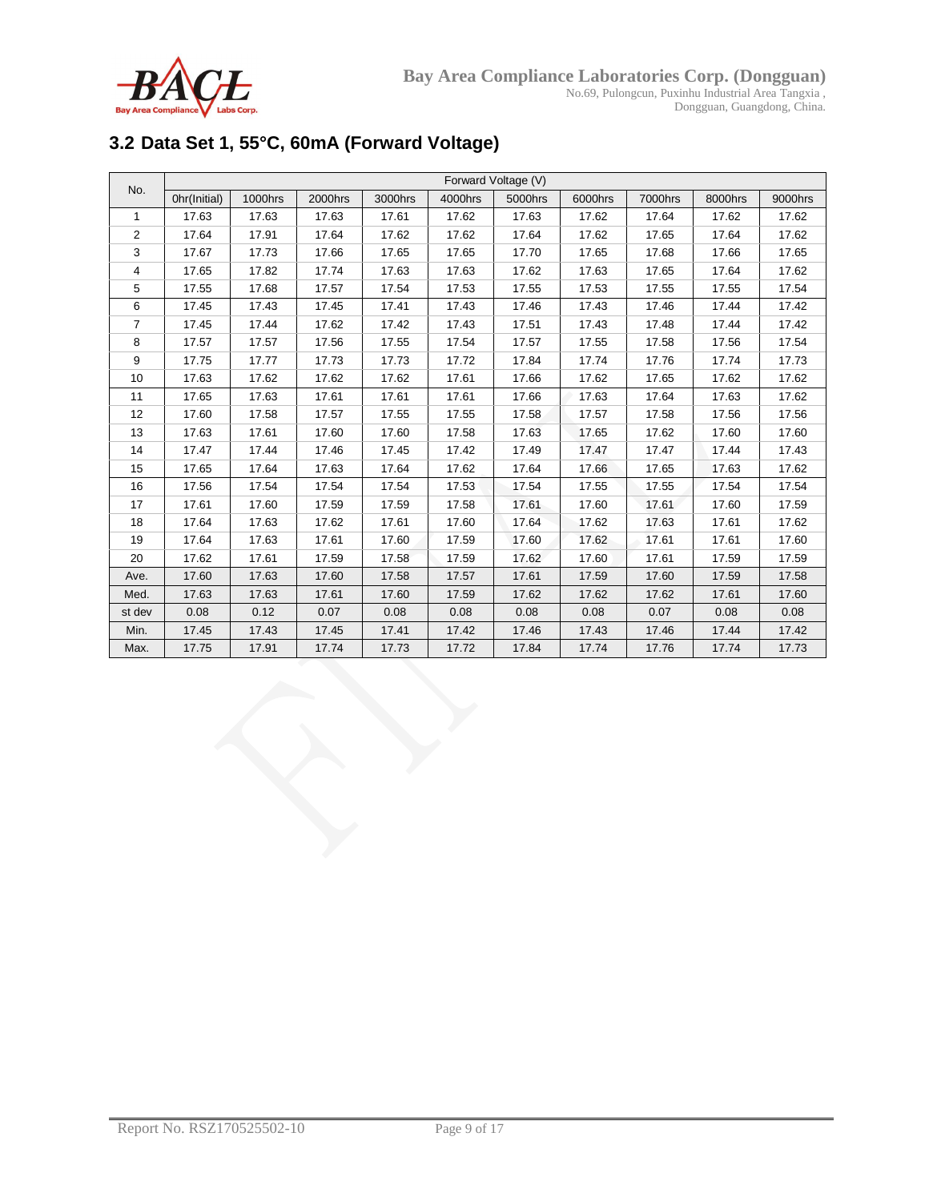## 3.2 Data Set 1, 55°C, 60mA (Forward Voltage)

| No. | Forward Voltage (V) | | | | | | | | | |
|---|---|---|---|---|---|---|---|---|---|---|
| | 0hr(Initial) | 1000hrs | 2000hrs | 3000hrs | 4000hrs | 5000hrs | 6000hrs | 7000hrs | 8000hrs | 9000hrs |
| 1 | 17.63 | 17.63 | 17.63 | 17.61 | 17.62 | 17.63 | 17.62 | 17.64 | 17.62 | 17.62 |
| 2 | 17.64 | 17.91 | 17.64 | 17.62 | 17.62 | 17.64 | 17.62 | 17.65 | 17.64 | 17.62 |
| 3 | 17.67 | 17.73 | 17.66 | 17.65 | 17.65 | 17.70 | 17.65 | 17.68 | 17.66 | 17.65 |
| 4 | 17.65 | 17.82 | 17.74 | 17.63 | 17.63 | 17.62 | 17.63 | 17.65 | 17.64 | 17.62 |
| 5 | 17.55 | 17.68 | 17.57 | 17.54 | 17.53 | 17.55 | 17.53 | 17.55 | 17.55 | 17.54 |
| 6 | 17.45 | 17.43 | 17.45 | 17.41 | 17.43 | 17.46 | 17.43 | 17.46 | 17.44 | 17.42 |
| 7 | 17.45 | 17.44 | 17.62 | 17.42 | 17.43 | 17.51 | 17.43 | 17.48 | 17.44 | 17.42 |
| 8 | 17.57 | 17.57 | 17.56 | 17.55 | 17.54 | 17.57 | 17.55 | 17.58 | 17.56 | 17.54 |
| 9 | 17.75 | 17.77 | 17.73 | 17.73 | 17.72 | 17.84 | 17.74 | 17.76 | 17.74 | 17.73 |
| 10 | 17.63 | 17.62 | 17.62 | 17.62 | 17.61 | 17.66 | 17.62 | 17.65 | 17.62 | 17.62 |
| 11 | 17.65 | 17.63 | 17.61 | 17.61 | 17.61 | 17.66 | 17.63 | 17.64 | 17.63 | 17.62 |
| 12 | 17.60 | 17.58 | 17.57 | 17.55 | 17.55 | 17.58 | 17.57 | 17.58 | 17.56 | 17.56 |
| 13 | 17.63 | 17.61 | 17.60 | 17.60 | 17.58 | 17.63 | 17.65 | 17.62 | 17.60 | 17.60 |
| 14 | 17.47 | 17.44 | 17.46 | 17.45 | 17.42 | 17.49 | 17.47 | 17.47 | 17.44 | 17.43 |
| 15 | 17.65 | 17.64 | 17.63 | 17.64 | 17.62 | 17.64 | 17.66 | 17.65 | 17.63 | 17.62 |
| 16 | 17.56 | 17.54 | 17.54 | 17.54 | 17.53 | 17.54 | 17.55 | 17.55 | 17.54 | 17.54 |
| 17 | 17.61 | 17.60 | 17.59 | 17.59 | 17.58 | 17.61 | 17.60 | 17.61 | 17.60 | 17.59 |
| 18 | 17.64 | 17.63 | 17.62 | 17.61 | 17.60 | 17.64 | 17.62 | 17.63 | 17.61 | 17.62 |
| 19 | 17.64 | 17.63 | 17.61 | 17.60 | 17.59 | 17.60 | 17.62 | 17.61 | 17.61 | 17.60 |
| 20 | 17.62 | 17.61 | 17.59 | 17.58 | 17.59 | 17.62 | 17.60 | 17.61 | 17.59 | 17.59 |
| Ave. | 17.60 | 17.63 | 17.60 | 17.58 | 17.57 | 17.61 | 17.59 | 17.60 | 17.59 | 17.58 |
| Med. | 17.63 | 17.63 | 17.61 | 17.60 | 17.59 | 17.62 | 17.62 | 17.62 | 17.61 | 17.60 |
| st dev | 0.08 | 0.12 | 0.07 | 0.08 | 0.08 | 0.08 | 0.08 | 0.07 | 0.08 | 0.08 |
| Min. | 17.45 | 17.43 | 17.45 | 17.41 | 17.42 | 17.46 | 17.43 | 17.46 | 17.44 | 17.42 |
| Max. | 17.75 | 17.91 | 17.74 | 17.73 | 17.72 | 17.84 | 17.74 | 17.76 | 17.74 | 17.73 |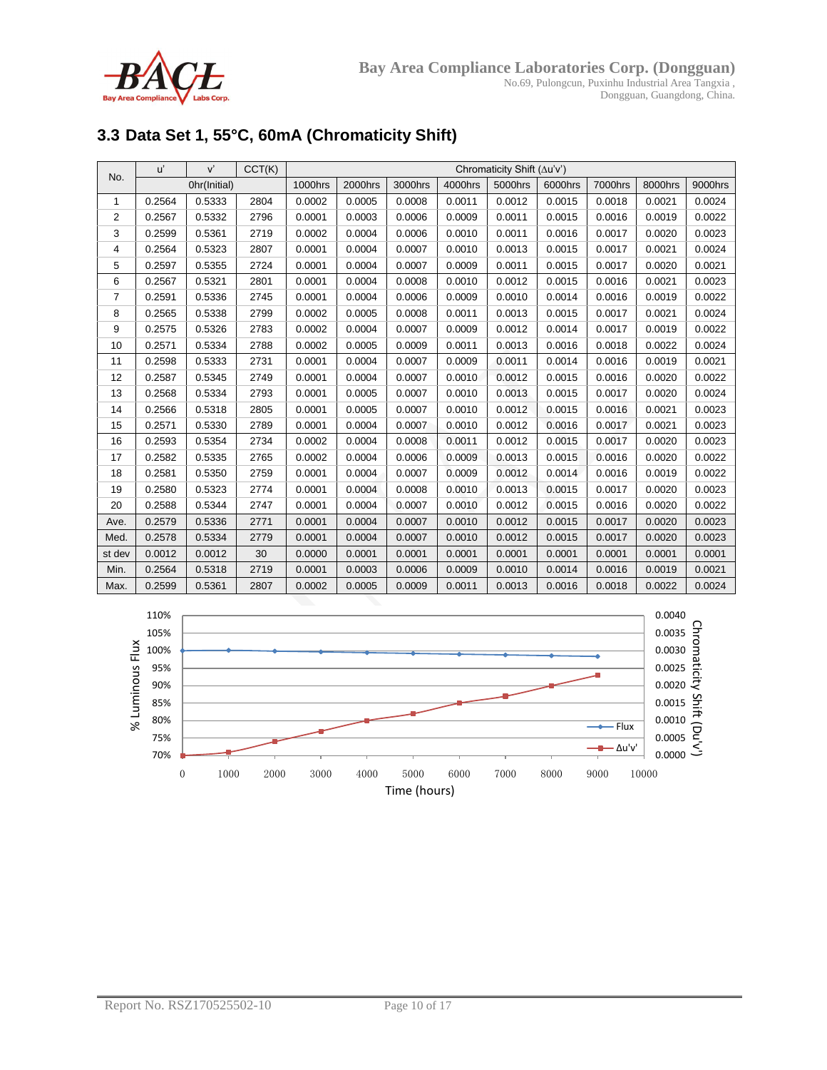### 3.3 Data Set 1, 55°C, 60mA (Chromaticity Shift)

| No. | u' | v' | CCT(K) | Chromaticity Shift (Δu'v') | | | | | | | | |
|---|---|---|---|---|---|---|---|---|---|---|---|---|
| | | 0hr(Initial) | | 1000hrs | 2000hrs | 3000hrs | 4000hrs | 5000hrs | 6000hrs | 7000hrs | 8000hrs | 9000hrs |
| 1 | 0.2564 | 0.5333 | 2804 | 0.0002 | 0.0005 | 0.0008 | 0.0011 | 0.0012 | 0.0015 | 0.0018 | 0.0021 | 0.0024 |
| 2 | 0.2567 | 0.5332 | 2796 | 0.0001 | 0.0003 | 0.0006 | 0.0009 | 0.0011 | 0.0015 | 0.0016 | 0.0019 | 0.0022 |
| 3 | 0.2599 | 0.5361 | 2719 | 0.0002 | 0.0004 | 0.0006 | 0.0010 | 0.0011 | 0.0016 | 0.0017 | 0.0020 | 0.0023 |
| 4 | 0.2564 | 0.5323 | 2807 | 0.0001 | 0.0004 | 0.0007 | 0.0010 | 0.0013 | 0.0015 | 0.0017 | 0.0021 | 0.0024 |
| 5 | 0.2597 | 0.5355 | 2724 | 0.0001 | 0.0004 | 0.0007 | 0.0009 | 0.0011 | 0.0015 | 0.0017 | 0.0020 | 0.0021 |
| 6 | 0.2567 | 0.5321 | 2801 | 0.0001 | 0.0004 | 0.0008 | 0.0010 | 0.0012 | 0.0015 | 0.0016 | 0.0021 | 0.0023 |
| 7 | 0.2591 | 0.5336 | 2745 | 0.0001 | 0.0004 | 0.0006 | 0.0009 | 0.0010 | 0.0014 | 0.0016 | 0.0019 | 0.0022 |
| 8 | 0.2565 | 0.5338 | 2799 | 0.0002 | 0.0005 | 0.0008 | 0.0011 | 0.0013 | 0.0015 | 0.0017 | 0.0021 | 0.0024 |
| 9 | 0.2575 | 0.5326 | 2783 | 0.0002 | 0.0004 | 0.0007 | 0.0009 | 0.0012 | 0.0014 | 0.0017 | 0.0019 | 0.0022 |
| 10 | 0.2571 | 0.5334 | 2788 | 0.0002 | 0.0005 | 0.0009 | 0.0011 | 0.0013 | 0.0016 | 0.0018 | 0.0022 | 0.0024 |
| 11 | 0.2598 | 0.5333 | 2731 | 0.0001 | 0.0004 | 0.0007 | 0.0009 | 0.0011 | 0.0014 | 0.0016 | 0.0019 | 0.0021 |
| 12 | 0.2587 | 0.5345 | 2749 | 0.0001 | 0.0004 | 0.0007 | 0.0010 | 0.0012 | 0.0015 | 0.0016 | 0.0020 | 0.0022 |
| 13 | 0.2568 | 0.5334 | 2793 | 0.0001 | 0.0005 | 0.0007 | 0.0010 | 0.0013 | 0.0015 | 0.0017 | 0.0020 | 0.0024 |
| 14 | 0.2566 | 0.5318 | 2805 | 0.0001 | 0.0005 | 0.0007 | 0.0010 | 0.0012 | 0.0015 | 0.0016 | 0.0021 | 0.0023 |
| 15 | 0.2571 | 0.5330 | 2789 | 0.0001 | 0.0004 | 0.0007 | 0.0010 | 0.0012 | 0.0016 | 0.0017 | 0.0021 | 0.0023 |
| 16 | 0.2593 | 0.5354 | 2734 | 0.0002 | 0.0004 | 0.0008 | 0.0011 | 0.0012 | 0.0015 | 0.0017 | 0.0020 | 0.0023 |
| 17 | 0.2582 | 0.5335 | 2765 | 0.0002 | 0.0004 | 0.0006 | 0.0009 | 0.0013 | 0.0015 | 0.0016 | 0.0020 | 0.0022 |
| 18 | 0.2581 | 0.5350 | 2759 | 0.0001 | 0.0004 | 0.0007 | 0.0009 | 0.0012 | 0.0014 | 0.0016 | 0.0019 | 0.0022 |
| 19 | 0.2580 | 0.5323 | 2774 | 0.0001 | 0.0004 | 0.0008 | 0.0010 | 0.0013 | 0.0015 | 0.0017 | 0.0020 | 0.0023 |
| 20 | 0.2588 | 0.5344 | 2747 | 0.0001 | 0.0004 | 0.0007 | 0.0010 | 0.0012 | 0.0015 | 0.0016 | 0.0020 | 0.0022 |
| Ave. | 0.2579 | 0.5336 | 2771 | 0.0001 | 0.0004 | 0.0007 | 0.0010 | 0.0012 | 0.0015 | 0.0017 | 0.0020 | 0.0023 |
| Med. | 0.2578 | 0.5334 | 2779 | 0.0001 | 0.0004 | 0.0007 | 0.0010 | 0.0012 | 0.0015 | 0.0017 | 0.0020 | 0.0023 |
| st dev | 0.0012 | 0.0012 | 30 | 0.0000 | 0.0001 | 0.0001 | 0.0001 | 0.0001 | 0.0001 | 0.0001 | 0.0001 | 0.0001 |
| Min. | 0.2564 | 0.5318 | 2719 | 0.0001 | 0.0003 | 0.0006 | 0.0009 | 0.0010 | 0.0014 | 0.0016 | 0.0019 | 0.0021 |
| Max. | 0.2599 | 0.5361 | 2807 | 0.0002 | 0.0005 | 0.0009 | 0.0011 | 0.0013 | 0.0016 | 0.0018 | 0.0022 | 0.0024 |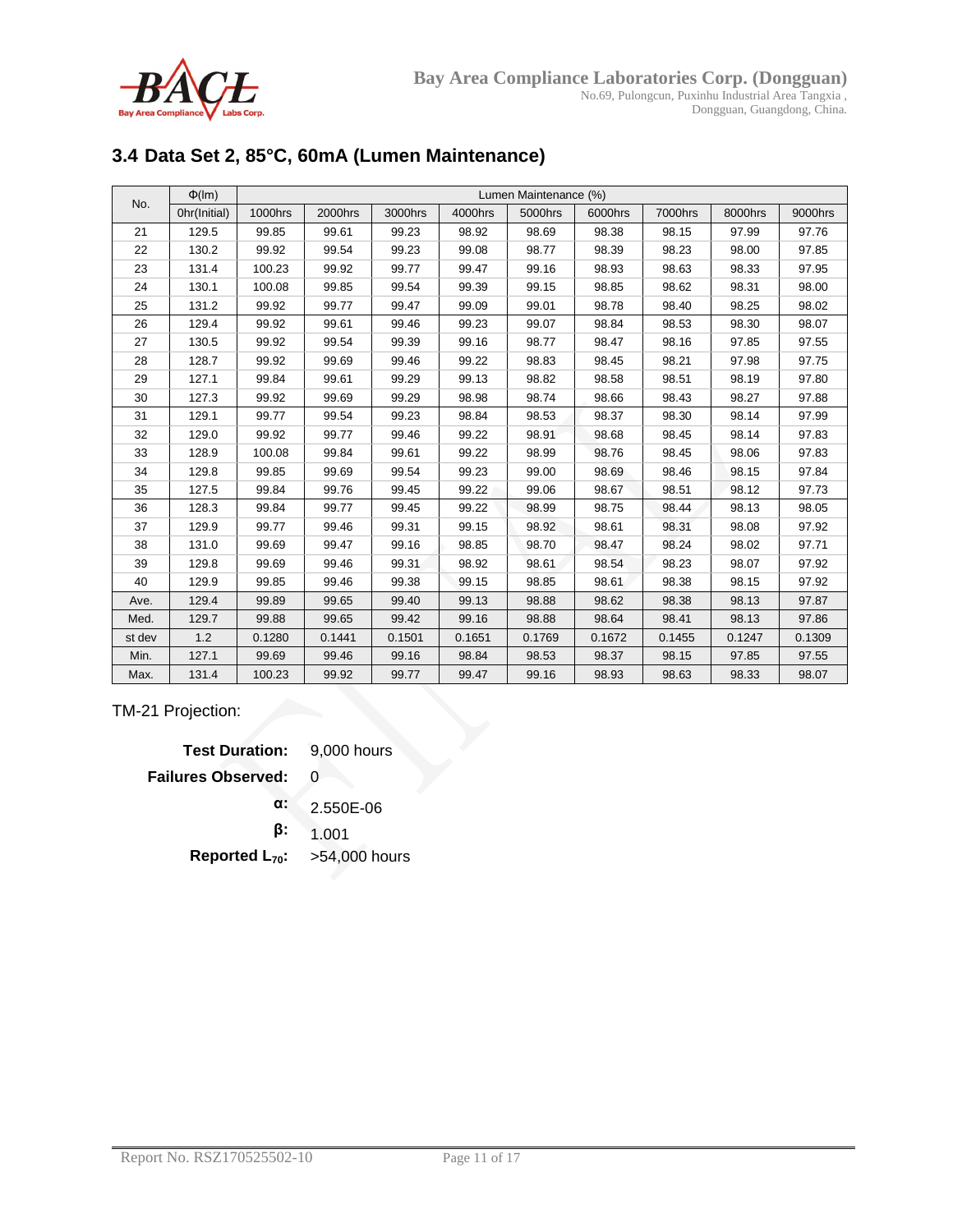### 3.4 Data Set 2, 85°C, 60mA (Lumen Maintenance)

| No. | Φ(lm) | Lumen Maintenance (%) | | | | | | | | |
|---|---|---|---|---|---|---|---|---|---|---|
| | 0hr(Initial) | 1000hrs | 2000hrs | 3000hrs | 4000hrs | 5000hrs | 6000hrs | 7000hrs | 8000hrs | 9000hrs |
| 21 | 129.5 | 99.85 | 99.61 | 99.23 | 98.92 | 98.69 | 98.38 | 98.15 | 97.99 | 97.76 |
| 22 | 130.2 | 99.92 | 99.54 | 99.23 | 99.08 | 98.77 | 98.39 | 98.23 | 98.00 | 97.85 |
| 23 | 131.4 | 100.23 | 99.92 | 99.77 | 99.47 | 99.16 | 98.93 | 98.63 | 98.33 | 97.95 |
| 24 | 130.1 | 100.08 | 99.85 | 99.54 | 99.39 | 99.15 | 98.85 | 98.62 | 98.31 | 98.00 |
| 25 | 131.2 | 99.92 | 99.77 | 99.47 | 99.09 | 99.01 | 98.78 | 98.40 | 98.25 | 98.02 |
| 26 | 129.4 | 99.92 | 99.61 | 99.46 | 99.23 | 99.07 | 98.84 | 98.53 | 98.30 | 98.07 |
| 27 | 130.5 | 99.92 | 99.54 | 99.39 | 99.16 | 98.77 | 98.47 | 98.16 | 97.85 | 97.55 |
| 28 | 128.7 | 99.92 | 99.69 | 99.46 | 99.22 | 98.83 | 98.45 | 98.21 | 97.98 | 97.75 |
| 29 | 127.1 | 99.84 | 99.61 | 99.29 | 99.13 | 98.82 | 98.58 | 98.51 | 98.19 | 97.80 |
| 30 | 127.3 | 99.92 | 99.69 | 99.29 | 98.98 | 98.74 | 98.66 | 98.43 | 98.27 | 97.88 |
| 31 | 129.1 | 99.77 | 99.54 | 99.23 | 98.84 | 98.53 | 98.37 | 98.30 | 98.14 | 97.99 |
| 32 | 129.0 | 99.92 | 99.77 | 99.46 | 99.22 | 98.91 | 98.68 | 98.45 | 98.14 | 97.83 |
| 33 | 128.9 | 100.08 | 99.84 | 99.61 | 99.22 | 98.99 | 98.76 | 98.45 | 98.06 | 97.83 |
| 34 | 129.8 | 99.85 | 99.69 | 99.54 | 99.23 | 99.00 | 98.69 | 98.46 | 98.15 | 97.84 |
| 35 | 127.5 | 99.84 | 99.76 | 99.45 | 99.22 | 99.06 | 98.67 | 98.51 | 98.12 | 97.73 |
| 36 | 128.3 | 99.84 | 99.77 | 99.45 | 99.22 | 98.99 | 98.75 | 98.44 | 98.13 | 98.05 |
| 37 | 129.9 | 99.77 | 99.46 | 99.31 | 99.15 | 98.92 | 98.61 | 98.31 | 98.08 | 97.92 |
| 38 | 131.0 | 99.69 | 99.47 | 99.16 | 98.85 | 98.70 | 98.47 | 98.24 | 98.02 | 97.71 |
| 39 | 129.8 | 99.69 | 99.46 | 99.31 | 98.92 | 98.61 | 98.54 | 98.23 | 98.07 | 97.92 |
| 40 | 129.9 | 99.85 | 99.46 | 99.38 | 99.15 | 98.85 | 98.61 | 98.38 | 98.15 | 97.92 |
| Ave. | 129.4 | 99.89 | 99.65 | 99.40 | 99.13 | 98.88 | 98.62 | 98.38 | 98.13 | 97.87 |
| Med. | 129.7 | 99.88 | 99.65 | 99.42 | 99.16 | 98.88 | 98.64 | 98.41 | 98.13 | 97.86 |
| st dev | 1.2 | 0.1280 | 0.1441 | 0.1501 | 0.1651 | 0.1769 | 0.1672 | 0.1455 | 0.1247 | 0.1309 |
| Min. | 127.1 | 99.69 | 99.46 | 99.16 | 98.84 | 98.53 | 98.37 | 98.15 | 97.85 | 97.55 |
| Max. | 131.4 | 100.23 | 99.92 | 99.77 | 99.47 | 99.16 | 98.93 | 98.63 | 98.33 | 98.07 |

TM-21 Projection:

**Test Duration:** 9,000 hours

**Failures Observed:** 0

**α:** 2.550E-06

**β:** 1.001

**Reported $L_{70}$:** >54,000 hours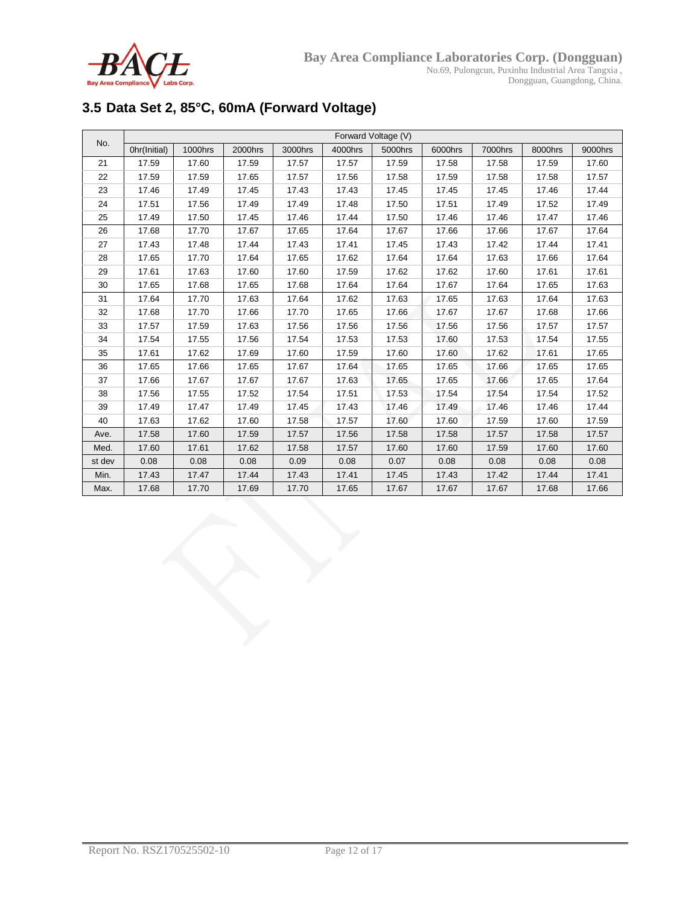## 3.5 Data Set 2, 85°C, 60mA (Forward Voltage)

| No. | Forward Voltage (V) | | | | | | | | | |
|---|---|---|---|---|---|---|---|---|---|---|
| | 0hr(Initial) | 1000hrs | 2000hrs | 3000hrs | 4000hrs | 5000hrs | 6000hrs | 7000hrs | 8000hrs | 9000hrs |
| 21 | 17.59 | 17.60 | 17.59 | 17.57 | 17.57 | 17.59 | 17.58 | 17.58 | 17.59 | 17.60 |
| 22 | 17.59 | 17.59 | 17.65 | 17.57 | 17.56 | 17.58 | 17.59 | 17.58 | 17.58 | 17.57 |
| 23 | 17.46 | 17.49 | 17.45 | 17.43 | 17.43 | 17.45 | 17.45 | 17.45 | 17.46 | 17.44 |
| 24 | 17.51 | 17.56 | 17.49 | 17.49 | 17.48 | 17.50 | 17.51 | 17.49 | 17.52 | 17.49 |
| 25 | 17.49 | 17.50 | 17.45 | 17.46 | 17.44 | 17.50 | 17.46 | 17.46 | 17.47 | 17.46 |
| 26 | 17.68 | 17.70 | 17.67 | 17.65 | 17.64 | 17.67 | 17.66 | 17.66 | 17.67 | 17.64 |
| 27 | 17.43 | 17.48 | 17.44 | 17.43 | 17.41 | 17.45 | 17.43 | 17.42 | 17.44 | 17.41 |
| 28 | 17.65 | 17.70 | 17.64 | 17.65 | 17.62 | 17.64 | 17.64 | 17.63 | 17.66 | 17.64 |
| 29 | 17.61 | 17.63 | 17.60 | 17.60 | 17.59 | 17.62 | 17.62 | 17.60 | 17.61 | 17.61 |
| 30 | 17.65 | 17.68 | 17.65 | 17.68 | 17.64 | 17.64 | 17.67 | 17.64 | 17.65 | 17.63 |
| 31 | 17.64 | 17.70 | 17.63 | 17.64 | 17.62 | 17.63 | 17.65 | 17.63 | 17.64 | 17.63 |
| 32 | 17.68 | 17.70 | 17.66 | 17.70 | 17.65 | 17.66 | 17.67 | 17.67 | 17.68 | 17.66 |
| 33 | 17.57 | 17.59 | 17.63 | 17.56 | 17.56 | 17.56 | 17.56 | 17.56 | 17.57 | 17.57 |
| 34 | 17.54 | 17.55 | 17.56 | 17.54 | 17.53 | 17.53 | 17.60 | 17.53 | 17.54 | 17.55 |
| 35 | 17.61 | 17.62 | 17.69 | 17.60 | 17.59 | 17.60 | 17.60 | 17.62 | 17.61 | 17.65 |
| 36 | 17.65 | 17.66 | 17.65 | 17.67 | 17.64 | 17.65 | 17.65 | 17.66 | 17.65 | 17.65 |
| 37 | 17.66 | 17.67 | 17.67 | 17.67 | 17.63 | 17.65 | 17.65 | 17.66 | 17.65 | 17.64 |
| 38 | 17.56 | 17.55 | 17.52 | 17.54 | 17.51 | 17.53 | 17.54 | 17.54 | 17.54 | 17.52 |
| 39 | 17.49 | 17.47 | 17.49 | 17.45 | 17.43 | 17.46 | 17.49 | 17.46 | 17.46 | 17.44 |
| 40 | 17.63 | 17.62 | 17.60 | 17.58 | 17.57 | 17.60 | 17.60 | 17.59 | 17.60 | 17.59 |
| Ave. | 17.58 | 17.60 | 17.59 | 17.57 | 17.56 | 17.58 | 17.58 | 17.57 | 17.58 | 17.57 |
| Med. | 17.60 | 17.61 | 17.62 | 17.58 | 17.57 | 17.60 | 17.60 | 17.59 | 17.60 | 17.60 |
| st dev | 0.08 | 0.08 | 0.08 | 0.09 | 0.08 | 0.07 | 0.08 | 0.08 | 0.08 | 0.08 |
| Min. | 17.43 | 17.47 | 17.44 | 17.43 | 17.41 | 17.45 | 17.43 | 17.42 | 17.44 | 17.41 |
| Max. | 17.68 | 17.70 | 17.69 | 17.70 | 17.65 | 17.67 | 17.67 | 17.67 | 17.68 | 17.66 |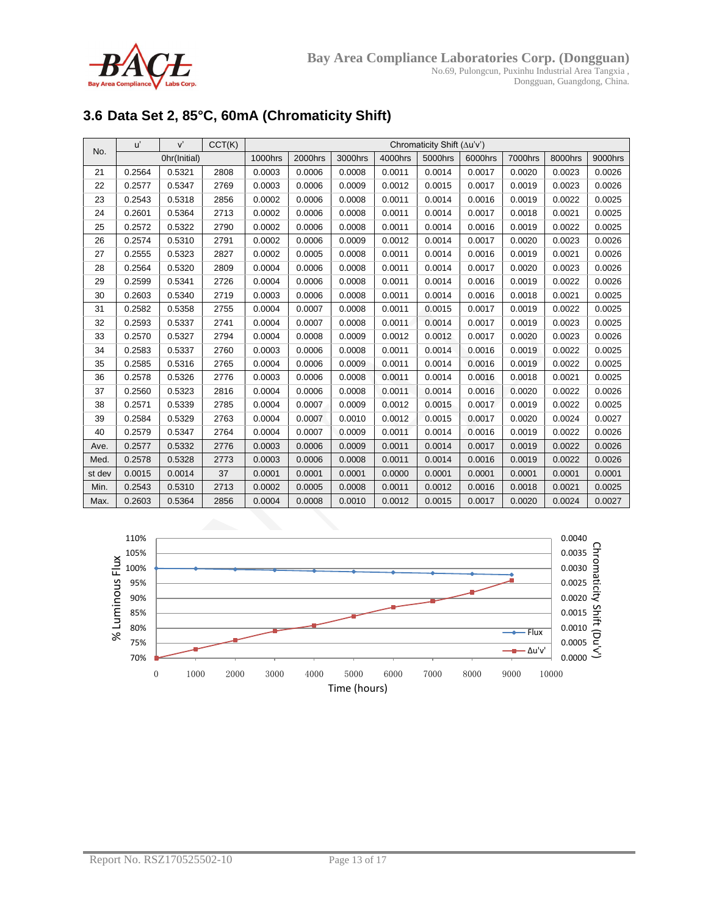## 3.6 Data Set 2, 85°C, 60mA (Chromaticity Shift)

| No. | u' | v' | CCT(K) | Chromaticity Shift (Δu'v') | | | | | | | | |
|---|---|---|---|---|---|---|---|---|---|---|---|---|
| | 0hr(Initial) | | | 1000hrs | 2000hrs | 3000hrs | 4000hrs | 5000hrs | 6000hrs | 7000hrs | 8000hrs | 9000hrs |
| 21 | 0.2564 | 0.5321 | 2808 | 0.0003 | 0.0006 | 0.0008 | 0.0011 | 0.0014 | 0.0017 | 0.0020 | 0.0023 | 0.0026 |
| 22 | 0.2577 | 0.5347 | 2769 | 0.0003 | 0.0006 | 0.0009 | 0.0012 | 0.0015 | 0.0017 | 0.0019 | 0.0023 | 0.0026 |
| 23 | 0.2543 | 0.5318 | 2856 | 0.0002 | 0.0006 | 0.0008 | 0.0011 | 0.0014 | 0.0016 | 0.0019 | 0.0022 | 0.0025 |
| 24 | 0.2601 | 0.5364 | 2713 | 0.0002 | 0.0006 | 0.0008 | 0.0011 | 0.0014 | 0.0017 | 0.0018 | 0.0021 | 0.0025 |
| 25 | 0.2572 | 0.5322 | 2790 | 0.0002 | 0.0006 | 0.0008 | 0.0011 | 0.0014 | 0.0016 | 0.0019 | 0.0022 | 0.0025 |
| 26 | 0.2574 | 0.5310 | 2791 | 0.0002 | 0.0006 | 0.0009 | 0.0012 | 0.0014 | 0.0017 | 0.0020 | 0.0023 | 0.0026 |
| 27 | 0.2555 | 0.5323 | 2827 | 0.0002 | 0.0005 | 0.0008 | 0.0011 | 0.0014 | 0.0016 | 0.0019 | 0.0021 | 0.0026 |
| 28 | 0.2564 | 0.5320 | 2809 | 0.0004 | 0.0006 | 0.0008 | 0.0011 | 0.0014 | 0.0017 | 0.0020 | 0.0023 | 0.0026 |
| 29 | 0.2599 | 0.5341 | 2726 | 0.0004 | 0.0006 | 0.0008 | 0.0011 | 0.0014 | 0.0016 | 0.0019 | 0.0022 | 0.0026 |
| 30 | 0.2603 | 0.5340 | 2719 | 0.0003 | 0.0006 | 0.0008 | 0.0011 | 0.0014 | 0.0016 | 0.0018 | 0.0021 | 0.0025 |
| 31 | 0.2582 | 0.5358 | 2755 | 0.0004 | 0.0007 | 0.0008 | 0.0011 | 0.0015 | 0.0017 | 0.0019 | 0.0022 | 0.0025 |
| 32 | 0.2593 | 0.5337 | 2741 | 0.0004 | 0.0007 | 0.0008 | 0.0011 | 0.0014 | 0.0017 | 0.0019 | 0.0023 | 0.0025 |
| 33 | 0.2570 | 0.5327 | 2794 | 0.0004 | 0.0008 | 0.0009 | 0.0012 | 0.0012 | 0.0017 | 0.0020 | 0.0023 | 0.0026 |
| 34 | 0.2583 | 0.5337 | 2760 | 0.0003 | 0.0006 | 0.0008 | 0.0011 | 0.0014 | 0.0016 | 0.0019 | 0.0022 | 0.0025 |
| 35 | 0.2585 | 0.5316 | 2765 | 0.0004 | 0.0006 | 0.0009 | 0.0011 | 0.0014 | 0.0016 | 0.0019 | 0.0022 | 0.0025 |
| 36 | 0.2578 | 0.5326 | 2776 | 0.0003 | 0.0006 | 0.0008 | 0.0011 | 0.0014 | 0.0016 | 0.0018 | 0.0021 | 0.0025 |
| 37 | 0.2560 | 0.5323 | 2816 | 0.0004 | 0.0006 | 0.0008 | 0.0011 | 0.0014 | 0.0016 | 0.0020 | 0.0022 | 0.0026 |
| 38 | 0.2571 | 0.5339 | 2785 | 0.0004 | 0.0007 | 0.0009 | 0.0012 | 0.0015 | 0.0017 | 0.0019 | 0.0022 | 0.0025 |
| 39 | 0.2584 | 0.5329 | 2763 | 0.0004 | 0.0007 | 0.0010 | 0.0012 | 0.0015 | 0.0017 | 0.0020 | 0.0024 | 0.0027 |
| 40 | 0.2579 | 0.5347 | 2764 | 0.0004 | 0.0007 | 0.0009 | 0.0011 | 0.0014 | 0.0016 | 0.0019 | 0.0022 | 0.0026 |
| Ave. | 0.2577 | 0.5332 | 2776 | 0.0003 | 0.0006 | 0.0009 | 0.0011 | 0.0014 | 0.0017 | 0.0019 | 0.0022 | 0.0026 |
| Med. | 0.2578 | 0.5328 | 2773 | 0.0003 | 0.0006 | 0.0008 | 0.0011 | 0.0014 | 0.0016 | 0.0019 | 0.0022 | 0.0026 |
| st dev | 0.0015 | 0.0014 | 37 | 0.0001 | 0.0001 | 0.0001 | 0.0000 | 0.0001 | 0.0001 | 0.0001 | 0.0001 | 0.0001 |
| Min. | 0.2543 | 0.5310 | 2713 | 0.0002 | 0.0005 | 0.0008 | 0.0011 | 0.0012 | 0.0016 | 0.0018 | 0.0021 | 0.0025 |
| Max. | 0.2603 | 0.5364 | 2856 | 0.0004 | 0.0008 | 0.0010 | 0.0012 | 0.0015 | 0.0017 | 0.0020 | 0.0024 | 0.0027 |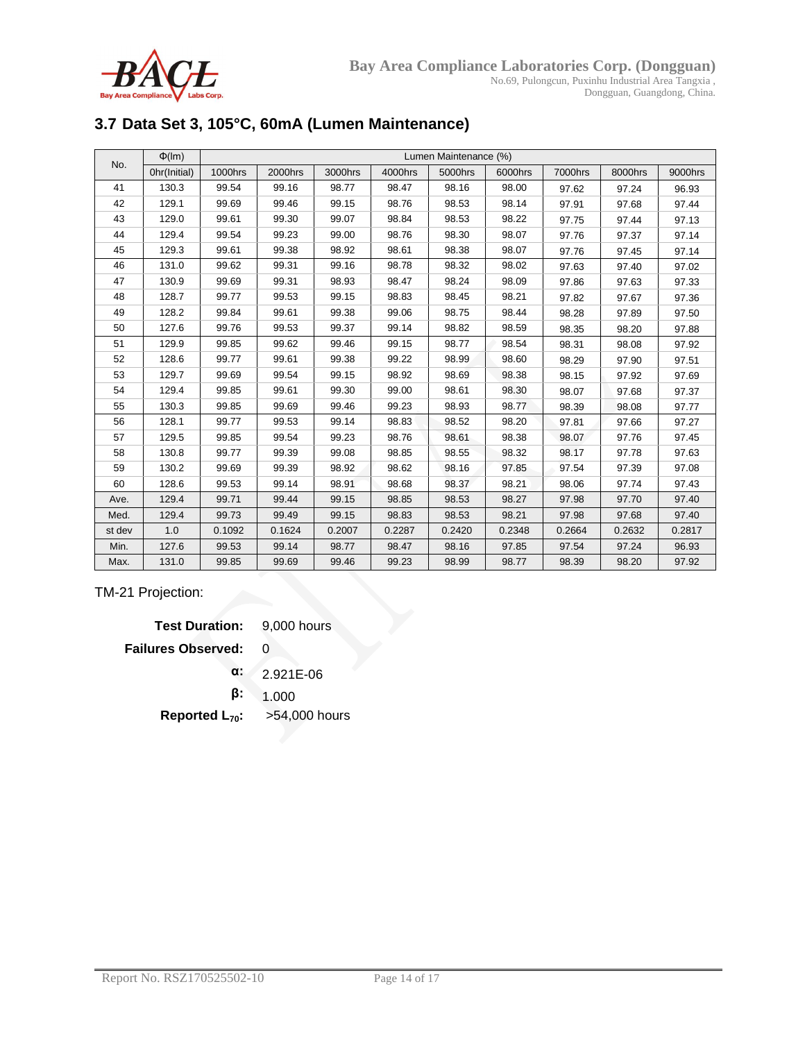## 3.7 Data Set 3, 105°C, 60mA (Lumen Maintenance)

| No. | Φ(lm) | Lumen Maintenance (%) | | | | | | | | |
|---|---|---|---|---|---|---|---|---|---|---|
| | 0hr(Initial) | 1000hrs | 2000hrs | 3000hrs | 4000hrs | 5000hrs | 6000hrs | 7000hrs | 8000hrs | 9000hrs |
| 41 | 130.3 | 99.54 | 99.16 | 98.77 | 98.47 | 98.16 | 98.00 | 97.62 | 97.24 | 96.93 |
| 42 | 129.1 | 99.69 | 99.46 | 99.15 | 98.76 | 98.53 | 98.14 | 97.91 | 97.68 | 97.44 |
| 43 | 129.0 | 99.61 | 99.30 | 99.07 | 98.84 | 98.53 | 98.22 | 97.75 | 97.44 | 97.13 |
| 44 | 129.4 | 99.54 | 99.23 | 99.00 | 98.76 | 98.30 | 98.07 | 97.76 | 97.37 | 97.14 |
| 45 | 129.3 | 99.61 | 99.38 | 98.92 | 98.61 | 98.38 | 98.07 | 97.76 | 97.45 | 97.14 |
| 46 | 131.0 | 99.62 | 99.31 | 99.16 | 98.78 | 98.32 | 98.02 | 97.63 | 97.40 | 97.02 |
| 47 | 130.9 | 99.69 | 99.31 | 98.93 | 98.47 | 98.24 | 98.09 | 97.86 | 97.63 | 97.33 |
| 48 | 128.7 | 99.77 | 99.53 | 99.15 | 98.83 | 98.45 | 98.21 | 97.82 | 97.67 | 97.36 |
| 49 | 128.2 | 99.84 | 99.61 | 99.38 | 99.06 | 98.75 | 98.44 | 98.28 | 97.89 | 97.50 |
| 50 | 127.6 | 99.76 | 99.53 | 99.37 | 99.14 | 98.82 | 98.59 | 98.35 | 98.20 | 97.88 |
| 51 | 129.9 | 99.85 | 99.62 | 99.46 | 99.15 | 98.77 | 98.54 | 98.31 | 98.08 | 97.92 |
| 52 | 128.6 | 99.77 | 99.61 | 99.38 | 99.22 | 98.99 | 98.60 | 98.29 | 97.90 | 97.51 |
| 53 | 129.7 | 99.69 | 99.54 | 99.15 | 98.92 | 98.69 | 98.38 | 98.15 | 97.92 | 97.69 |
| 54 | 129.4 | 99.85 | 99.61 | 99.30 | 99.00 | 98.61 | 98.30 | 98.07 | 97.68 | 97.37 |
| 55 | 130.3 | 99.85 | 99.69 | 99.46 | 99.23 | 98.93 | 98.77 | 98.39 | 98.08 | 97.77 |
| 56 | 128.1 | 99.77 | 99.53 | 99.14 | 98.83 | 98.52 | 98.20 | 97.81 | 97.66 | 97.27 |
| 57 | 129.5 | 99.85 | 99.54 | 99.23 | 98.76 | 98.61 | 98.38 | 98.07 | 97.76 | 97.45 |
| 58 | 130.8 | 99.77 | 99.39 | 99.08 | 98.85 | 98.55 | 98.32 | 98.17 | 97.78 | 97.63 |
| 59 | 130.2 | 99.69 | 99.39 | 98.92 | 98.62 | 98.16 | 97.85 | 97.54 | 97.39 | 97.08 |
| 60 | 128.6 | 99.53 | 99.14 | 98.91 | 98.68 | 98.37 | 98.21 | 98.06 | 97.74 | 97.43 |
| Ave. | 129.4 | 99.71 | 99.44 | 99.15 | 98.85 | 98.53 | 98.27 | 97.98 | 97.70 | 97.40 |
| Med. | 129.4 | 99.73 | 99.49 | 99.15 | 98.83 | 98.53 | 98.21 | 97.98 | 97.68 | 97.40 |
| st dev | 1.0 | 0.1092 | 0.1624 | 0.2007 | 0.2287 | 0.2420 | 0.2348 | 0.2664 | 0.2632 | 0.2817 |
| Min. | 127.6 | 99.53 | 99.14 | 98.77 | 98.47 | 98.16 | 97.85 | 97.54 | 97.24 | 96.93 |
| Max. | 131.0 | 99.85 | 99.69 | 99.46 | 99.23 | 98.99 | 98.77 | 98.39 | 98.20 | 97.92 |

TM-21 Projection:

**Test Duration:** 9,000 hours

**Failures Observed:** 0

**α:** 2.921E-06

**β:** 1.000

**Reported $L_{70}$:** >54,000 hours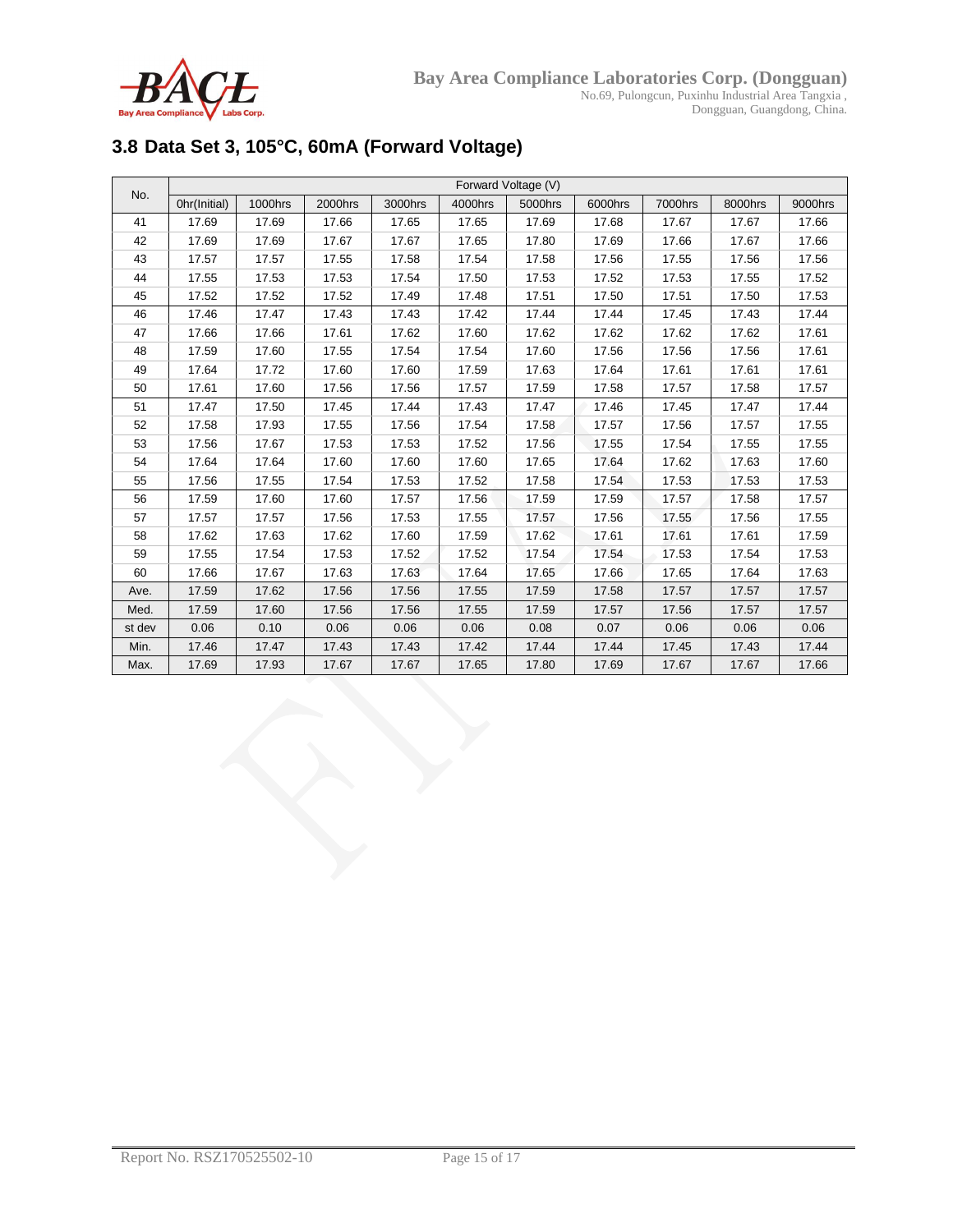## 3.8 Data Set 3, 105°C, 60mA (Forward Voltage)

| No. | Forward Voltage (V) | | | | | | | | | |
|---|---|---|---|---|---|---|---|---|---|---|
| | 0hr(Initial) | 1000hrs | 2000hrs | 3000hrs | 4000hrs | 5000hrs | 6000hrs | 7000hrs | 8000hrs | 9000hrs |
| 41 | 17.69 | 17.69 | 17.66 | 17.65 | 17.65 | 17.69 | 17.68 | 17.67 | 17.67 | 17.66 |
| 42 | 17.69 | 17.69 | 17.67 | 17.67 | 17.65 | 17.80 | 17.69 | 17.66 | 17.67 | 17.66 |
| 43 | 17.57 | 17.57 | 17.55 | 17.58 | 17.54 | 17.58 | 17.56 | 17.55 | 17.56 | 17.56 |
| 44 | 17.55 | 17.53 | 17.53 | 17.54 | 17.50 | 17.53 | 17.52 | 17.53 | 17.55 | 17.52 |
| 45 | 17.52 | 17.52 | 17.52 | 17.49 | 17.48 | 17.51 | 17.50 | 17.51 | 17.50 | 17.53 |
| 46 | 17.46 | 17.47 | 17.43 | 17.43 | 17.42 | 17.44 | 17.44 | 17.45 | 17.43 | 17.44 |
| 47 | 17.66 | 17.66 | 17.61 | 17.62 | 17.60 | 17.62 | 17.62 | 17.62 | 17.62 | 17.61 |
| 48 | 17.59 | 17.60 | 17.55 | 17.54 | 17.54 | 17.60 | 17.56 | 17.56 | 17.56 | 17.61 |
| 49 | 17.64 | 17.72 | 17.60 | 17.60 | 17.59 | 17.63 | 17.64 | 17.61 | 17.61 | 17.61 |
| 50 | 17.61 | 17.60 | 17.56 | 17.56 | 17.57 | 17.59 | 17.58 | 17.57 | 17.58 | 17.57 |
| 51 | 17.47 | 17.50 | 17.45 | 17.44 | 17.43 | 17.47 | 17.46 | 17.45 | 17.47 | 17.44 |
| 52 | 17.58 | 17.93 | 17.55 | 17.56 | 17.54 | 17.58 | 17.57 | 17.56 | 17.57 | 17.55 |
| 53 | 17.56 | 17.67 | 17.53 | 17.53 | 17.52 | 17.56 | 17.55 | 17.54 | 17.55 | 17.55 |
| 54 | 17.64 | 17.64 | 17.60 | 17.60 | 17.60 | 17.65 | 17.64 | 17.62 | 17.63 | 17.60 |
| 55 | 17.56 | 17.55 | 17.54 | 17.53 | 17.52 | 17.58 | 17.54 | 17.53 | 17.53 | 17.53 |
| 56 | 17.59 | 17.60 | 17.60 | 17.57 | 17.56 | 17.59 | 17.59 | 17.57 | 17.58 | 17.57 |
| 57 | 17.57 | 17.57 | 17.56 | 17.53 | 17.55 | 17.57 | 17.56 | 17.55 | 17.56 | 17.55 |
| 58 | 17.62 | 17.63 | 17.62 | 17.60 | 17.59 | 17.62 | 17.61 | 17.61 | 17.61 | 17.59 |
| 59 | 17.55 | 17.54 | 17.53 | 17.52 | 17.52 | 17.54 | 17.54 | 17.53 | 17.54 | 17.53 |
| 60 | 17.66 | 17.67 | 17.63 | 17.63 | 17.64 | 17.65 | 17.66 | 17.65 | 17.64 | 17.63 |
| Ave. | 17.59 | 17.62 | 17.56 | 17.56 | 17.55 | 17.59 | 17.58 | 17.57 | 17.57 | 17.57 |
| Med. | 17.59 | 17.60 | 17.56 | 17.56 | 17.55 | 17.59 | 17.57 | 17.56 | 17.57 | 17.57 |
| st dev | 0.06 | 0.10 | 0.06 | 0.06 | 0.06 | 0.08 | 0.07 | 0.06 | 0.06 | 0.06 |
| Min. | 17.46 | 17.47 | 17.43 | 17.43 | 17.42 | 17.44 | 17.44 | 17.45 | 17.43 | 17.44 |
| Max. | 17.69 | 17.93 | 17.67 | 17.67 | 17.65 | 17.80 | 17.69 | 17.67 | 17.67 | 17.66 |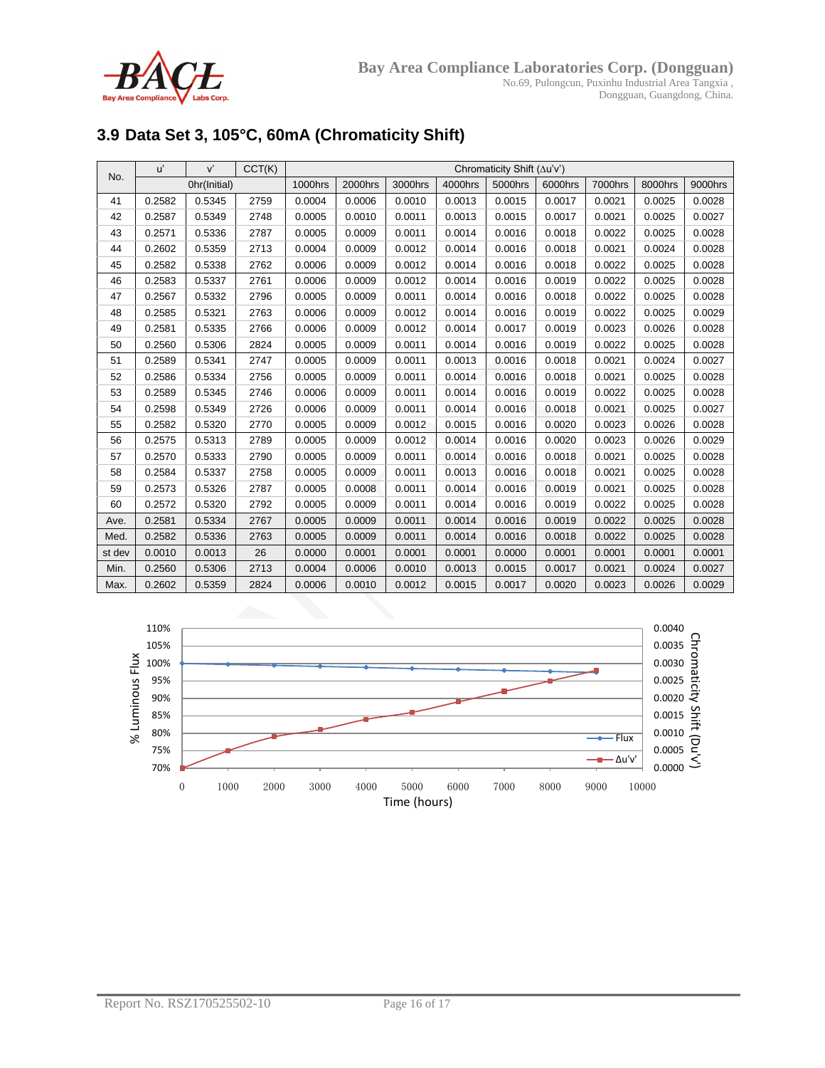## 3.9 Data Set 3, 105°C, 60mA (Chromaticity Shift)

| No. | u' | v' | CCT(K) | Chromaticity Shift (Δu'v') | | | | | | | | |
|---|---|---|---|---|---|---|---|---|---|---|---|---|
| | 0hr(Initial) | | | 1000hrs | 2000hrs | 3000hrs | 4000hrs | 5000hrs | 6000hrs | 7000hrs | 8000hrs | 9000hrs |
| 41 | 0.2582 | 0.5345 | 2759 | 0.0004 | 0.0006 | 0.0010 | 0.0013 | 0.0015 | 0.0017 | 0.0021 | 0.0025 | 0.0028 |
| 42 | 0.2587 | 0.5349 | 2748 | 0.0005 | 0.0010 | 0.0011 | 0.0013 | 0.0015 | 0.0017 | 0.0021 | 0.0025 | 0.0027 |
| 43 | 0.2571 | 0.5336 | 2787 | 0.0005 | 0.0009 | 0.0011 | 0.0014 | 0.0016 | 0.0018 | 0.0022 | 0.0025 | 0.0028 |
| 44 | 0.2602 | 0.5359 | 2713 | 0.0004 | 0.0009 | 0.0012 | 0.0014 | 0.0016 | 0.0018 | 0.0021 | 0.0024 | 0.0028 |
| 45 | 0.2582 | 0.5338 | 2762 | 0.0006 | 0.0009 | 0.0012 | 0.0014 | 0.0016 | 0.0018 | 0.0022 | 0.0025 | 0.0028 |
| 46 | 0.2583 | 0.5337 | 2761 | 0.0006 | 0.0009 | 0.0012 | 0.0014 | 0.0016 | 0.0019 | 0.0022 | 0.0025 | 0.0028 |
| 47 | 0.2567 | 0.5332 | 2796 | 0.0005 | 0.0009 | 0.0011 | 0.0014 | 0.0016 | 0.0018 | 0.0022 | 0.0025 | 0.0028 |
| 48 | 0.2585 | 0.5321 | 2763 | 0.0006 | 0.0009 | 0.0012 | 0.0014 | 0.0016 | 0.0019 | 0.0022 | 0.0025 | 0.0029 |
| 49 | 0.2581 | 0.5335 | 2766 | 0.0006 | 0.0009 | 0.0012 | 0.0014 | 0.0017 | 0.0019 | 0.0023 | 0.0026 | 0.0028 |
| 50 | 0.2560 | 0.5306 | 2824 | 0.0005 | 0.0009 | 0.0011 | 0.0014 | 0.0016 | 0.0019 | 0.0022 | 0.0025 | 0.0028 |
| 51 | 0.2589 | 0.5341 | 2747 | 0.0005 | 0.0009 | 0.0011 | 0.0013 | 0.0016 | 0.0018 | 0.0021 | 0.0024 | 0.0027 |
| 52 | 0.2586 | 0.5334 | 2756 | 0.0005 | 0.0009 | 0.0011 | 0.0014 | 0.0016 | 0.0018 | 0.0021 | 0.0025 | 0.0028 |
| 53 | 0.2589 | 0.5345 | 2746 | 0.0006 | 0.0009 | 0.0011 | 0.0014 | 0.0016 | 0.0019 | 0.0022 | 0.0025 | 0.0028 |
| 54 | 0.2598 | 0.5349 | 2726 | 0.0006 | 0.0009 | 0.0011 | 0.0014 | 0.0016 | 0.0018 | 0.0021 | 0.0025 | 0.0027 |
| 55 | 0.2582 | 0.5320 | 2770 | 0.0005 | 0.0009 | 0.0012 | 0.0015 | 0.0016 | 0.0020 | 0.0023 | 0.0026 | 0.0028 |
| 56 | 0.2575 | 0.5313 | 2789 | 0.0005 | 0.0009 | 0.0012 | 0.0014 | 0.0016 | 0.0020 | 0.0023 | 0.0026 | 0.0029 |
| 57 | 0.2570 | 0.5333 | 2790 | 0.0005 | 0.0009 | 0.0011 | 0.0014 | 0.0016 | 0.0018 | 0.0021 | 0.0025 | 0.0028 |
| 58 | 0.2584 | 0.5337 | 2758 | 0.0005 | 0.0009 | 0.0011 | 0.0013 | 0.0016 | 0.0018 | 0.0021 | 0.0025 | 0.0028 |
| 59 | 0.2573 | 0.5326 | 2787 | 0.0005 | 0.0008 | 0.0011 | 0.0014 | 0.0016 | 0.0019 | 0.0021 | 0.0025 | 0.0028 |
| 60 | 0.2572 | 0.5320 | 2792 | 0.0005 | 0.0009 | 0.0011 | 0.0014 | 0.0016 | 0.0019 | 0.0022 | 0.0025 | 0.0028 |
| Ave. | 0.2581 | 0.5334 | 2767 | 0.0005 | 0.0009 | 0.0011 | 0.0014 | 0.0016 | 0.0019 | 0.0022 | 0.0025 | 0.0028 |
| Med. | 0.2582 | 0.5336 | 2763 | 0.0005 | 0.0009 | 0.0011 | 0.0014 | 0.0016 | 0.0018 | 0.0022 | 0.0025 | 0.0028 |
| st dev | 0.0010 | 0.0013 | 26 | 0.0000 | 0.0001 | 0.0001 | 0.0001 | 0.0000 | 0.0001 | 0.0001 | 0.0001 | 0.0001 |
| Min. | 0.2560 | 0.5306 | 2713 | 0.0004 | 0.0006 | 0.0010 | 0.0013 | 0.0015 | 0.0017 | 0.0021 | 0.0024 | 0.0027 |
| Max. | 0.2602 | 0.5359 | 2824 | 0.0006 | 0.0010 | 0.0012 | 0.0015 | 0.0017 | 0.0020 | 0.0023 | 0.0026 | 0.0029 |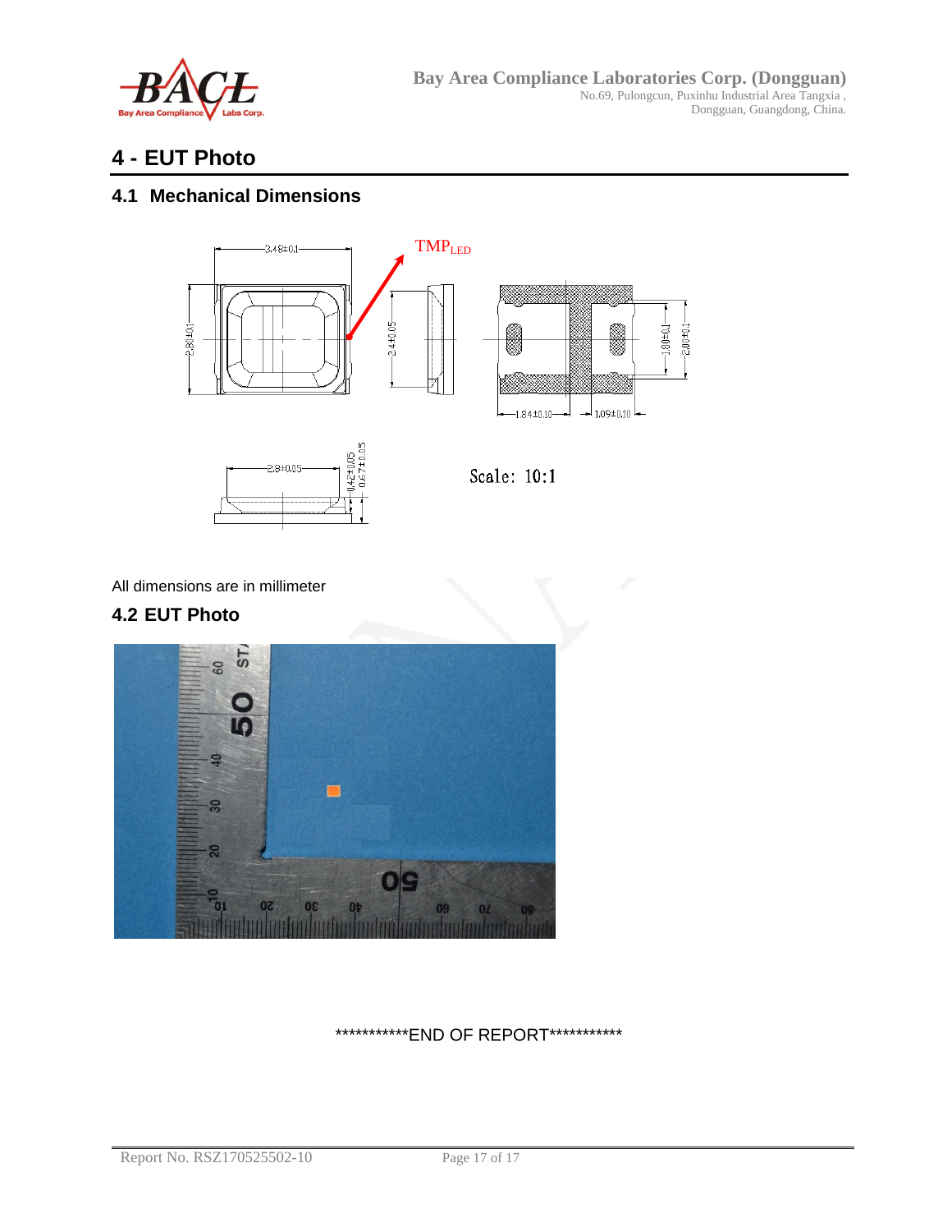# 4 - EUT Photo

## 4.1 Mechanical Dimensions

TMP_LED

3.48±0.1

2.80±0.1

2.4±0.05

1.80±0.1

2.00±0.1

1.84±0.10

1.09±0.10

2.8±0.05

0.42±0.05

0.67±0.05

Scale: 10:1

All dimensions are in millimeter

## 4.2 EUT Photo

***********END OF REPORT***********